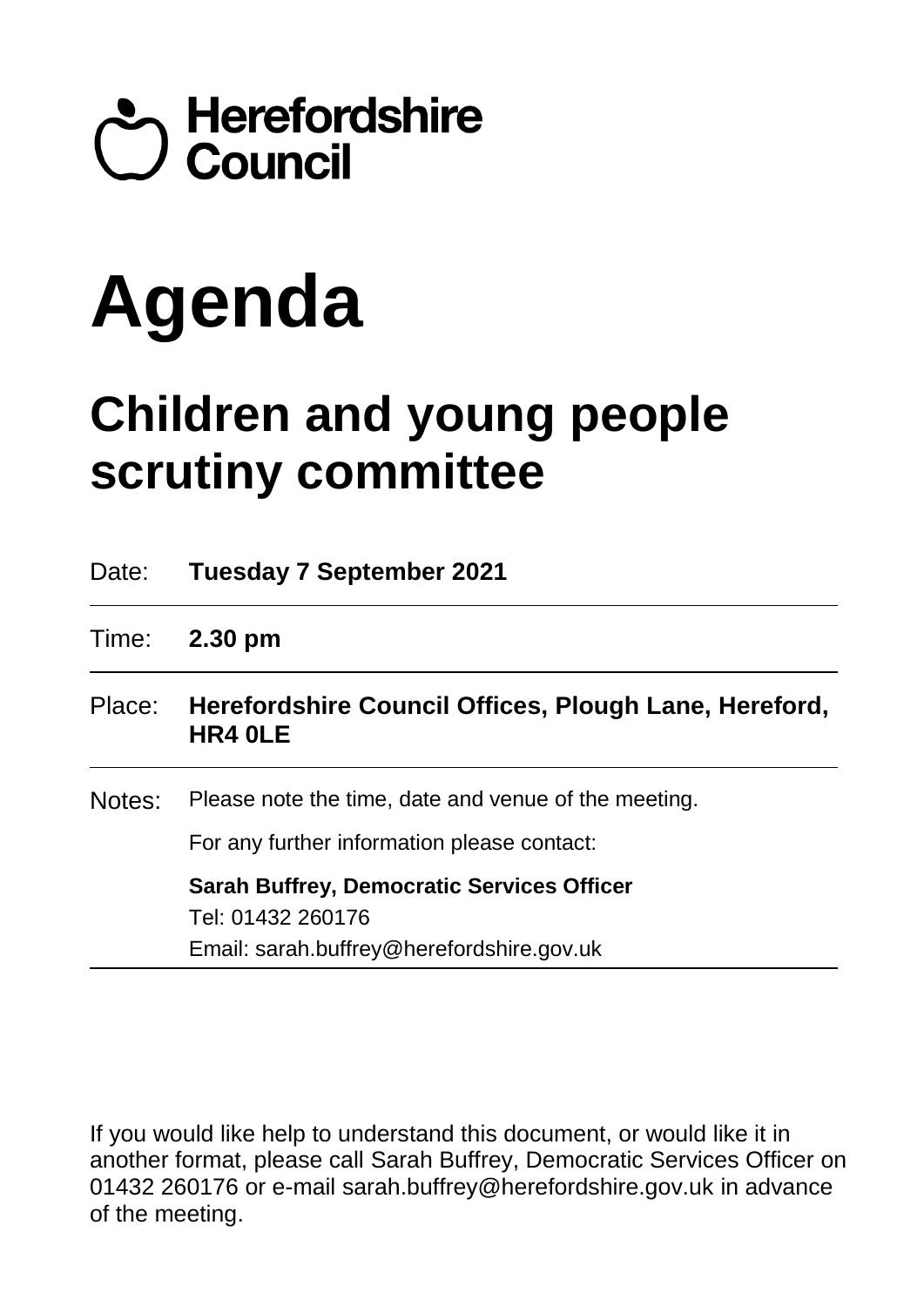Herefordshire Council

# Agenda

## Children and young people scrutiny committee

| | |
|---|---|
| Date: | **Tuesday 7 September 2021** |
| Time: | **2.30 pm** |
| Place: | **Herefordshire Council Offices, Plough Lane, Hereford, HR4 0LE** |
| Notes: | Please note the time, date and venue of the meeting.<br>For any further information please contact:<br>**Sarah Buffrey, Democratic Services Officer**<br>Tel: 01432 260176<br>Email: sarah.buffrey@herefordshire.gov.uk |

If you would like help to understand this document, or would like it in another format, please call Sarah Buffrey, Democratic Services Officer on 01432 260176 or e-mail sarah.buffrey@herefordshire.gov.uk in advance of the meeting.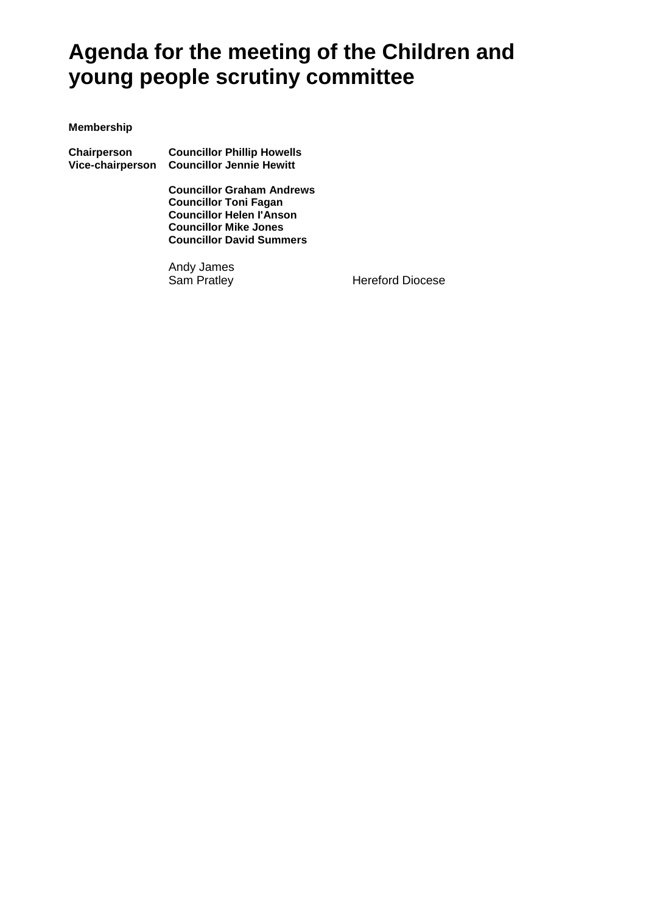# Agenda for the meeting of the Children and young people scrutiny committee

**Membership**

| | | |
|---|---|---|
| **Chairperson** | **Councillor Phillip Howells** | |
| **Vice-chairperson** | **Councillor Jennie Hewitt** | |
| | **Councillor Graham Andrews** | |
| | **Councillor Toni Fagan** | |
| | **Councillor Helen I'Anson** | |
| | **Councillor Mike Jones** | |
| | **Councillor David Summers** | |
| | Andy James | |
| | Sam Pratley | Hereford Diocese |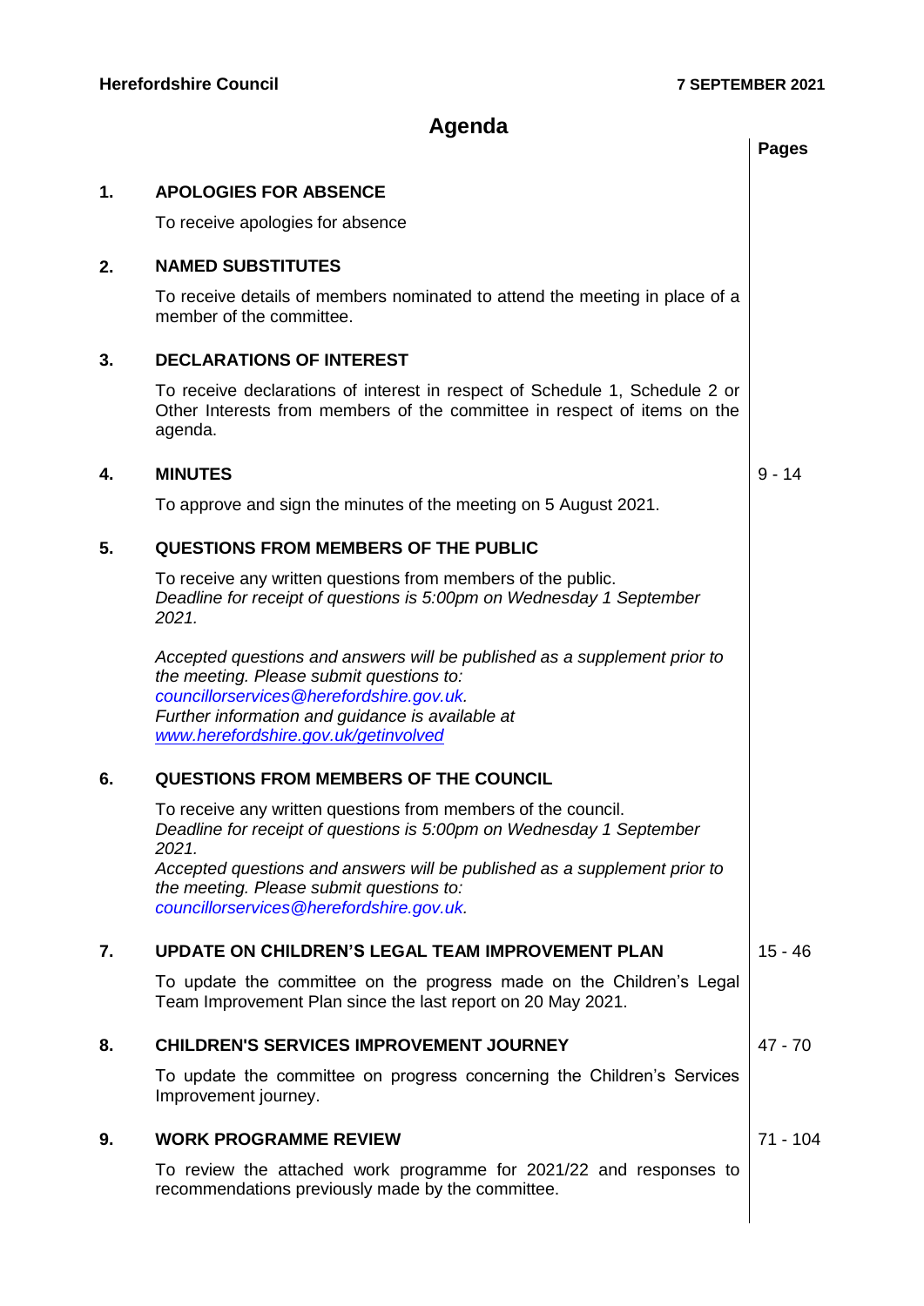**Herefordshire Council** **7 SEPTEMBER 2021**

# Agenda

| | | Pages |
|---|---|---|
| **1.** | **APOLOGIES FOR ABSENCE**<br><br>To receive apologies for absence | |
| **2.** | **NAMED SUBSTITUTES**<br><br>To receive details of members nominated to attend the meeting in place of a member of the committee. | |
| **3.** | **DECLARATIONS OF INTEREST**<br><br>To receive declarations of interest in respect of Schedule 1, Schedule 2 or Other Interests from members of the committee in respect of items on the agenda. | |
| **4.** | **MINUTES**<br><br>To approve and sign the minutes of the meeting on 5 August 2021. | 9 - 14 |
| **5.** | **QUESTIONS FROM MEMBERS OF THE PUBLIC**<br><br>To receive any written questions from members of the public.<br>*Deadline for receipt of questions is 5:00pm on Wednesday 1 September 2021.*<br><br>*Accepted questions and answers will be published as a supplement prior to the meeting. Please submit questions to: councillorservices@herefordshire.gov.uk.*<br>*Further information and guidance is available at [www.herefordshire.gov.uk/getinvolved](www.herefordshire.gov.uk/getinvolved)* | |
| **6.** | **QUESTIONS FROM MEMBERS OF THE COUNCIL**<br><br>To receive any written questions from members of the council.<br>*Deadline for receipt of questions is 5:00pm on Wednesday 1 September 2021.*<br>*Accepted questions and answers will be published as a supplement prior to the meeting. Please submit questions to: councillorservices@herefordshire.gov.uk.* | |
| **7.** | **UPDATE ON CHILDREN'S LEGAL TEAM IMPROVEMENT PLAN**<br><br>To update the committee on the progress made on the Children's Legal Team Improvement Plan since the last report on 20 May 2021. | 15 - 46 |
| **8.** | **CHILDREN'S SERVICES IMPROVEMENT JOURNEY**<br><br>To update the committee on progress concerning the Children's Services Improvement journey. | 47 - 70 |
| **9.** | **WORK PROGRAMME REVIEW**<br><br>To review the attached work programme for 2021/22 and responses to recommendations previously made by the committee. | 71 - 104 |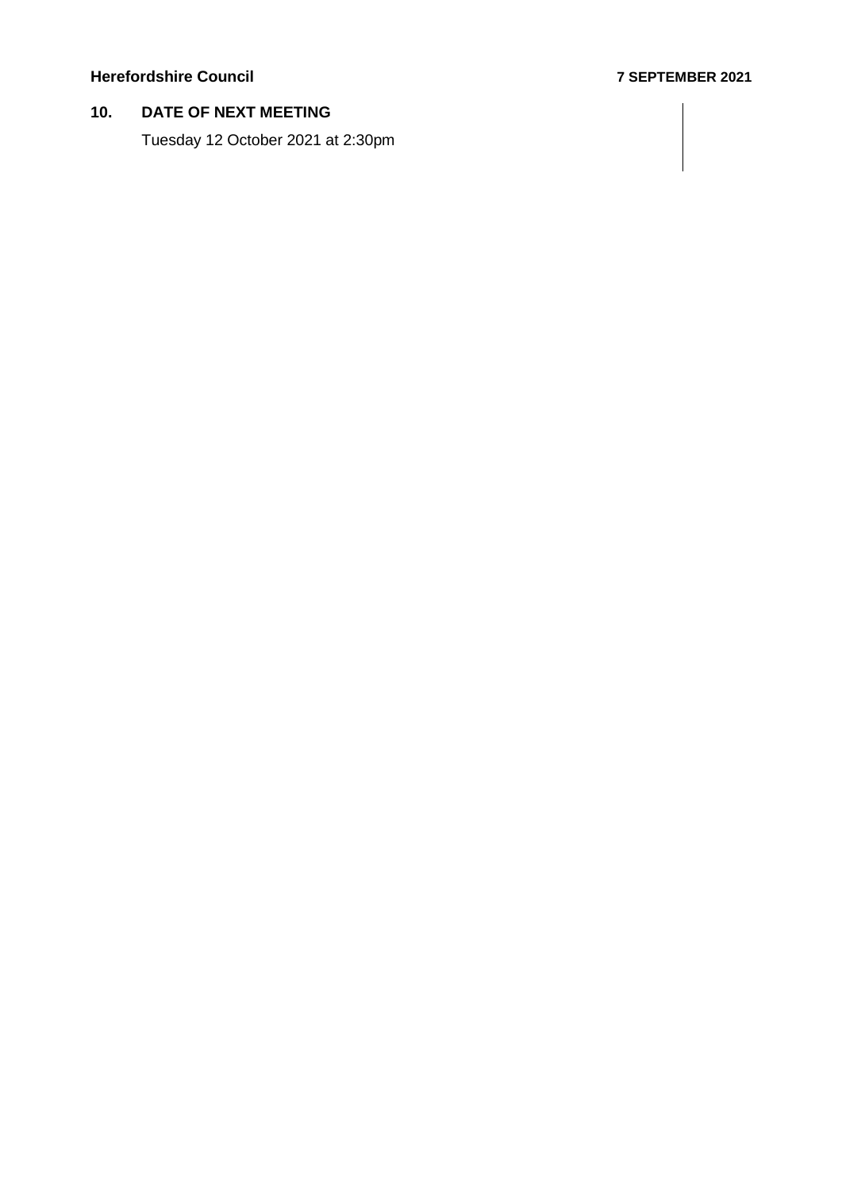## 10. DATE OF NEXT MEETING

Tuesday 12 October 2021 at 2:30pm